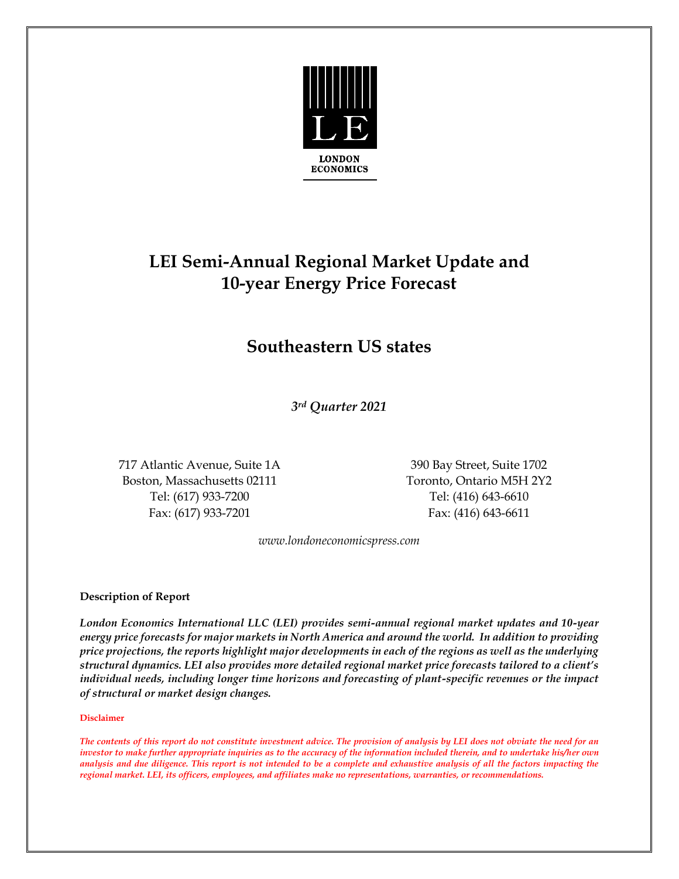LONDON ECONOMICS

# LEI Semi-Annual Regional Market Update and 10-year Energy Price Forecast

## Southeastern US states

*3rd Quarter 2021*

717 Atlantic Avenue, Suite 1A
Boston, Massachusetts 02111
Tel: (617) 933-7200
Fax: (617) 933-7201

390 Bay Street, Suite 1702
Toronto, Ontario M5H 2Y2
Tel: (416) 643-6610
Fax: (416) 643-6611

*www.londoneconomicspress.com*

**Description of Report**

***London Economics International LLC (LEI) provides semi-annual regional market updates and 10-year energy price forecasts for major markets in North America and around the world. In addition to providing price projections, the reports highlight major developments in each of the regions as well as the underlying structural dynamics. LEI also provides more detailed regional market price forecasts tailored to a client's individual needs, including longer time horizons and forecasting of plant-specific revenues or the impact of structural or market design changes.***

**Disclaimer**

***The contents of this report do not constitute investment advice. The provision of analysis by LEI does not obviate the need for an investor to make further appropriate inquiries as to the accuracy of the information included therein, and to undertake his/her own analysis and due diligence. This report is not intended to be a complete and exhaustive analysis of all the factors impacting the regional market. LEI, its officers, employees, and affiliates make no representations, warranties, or recommendations.***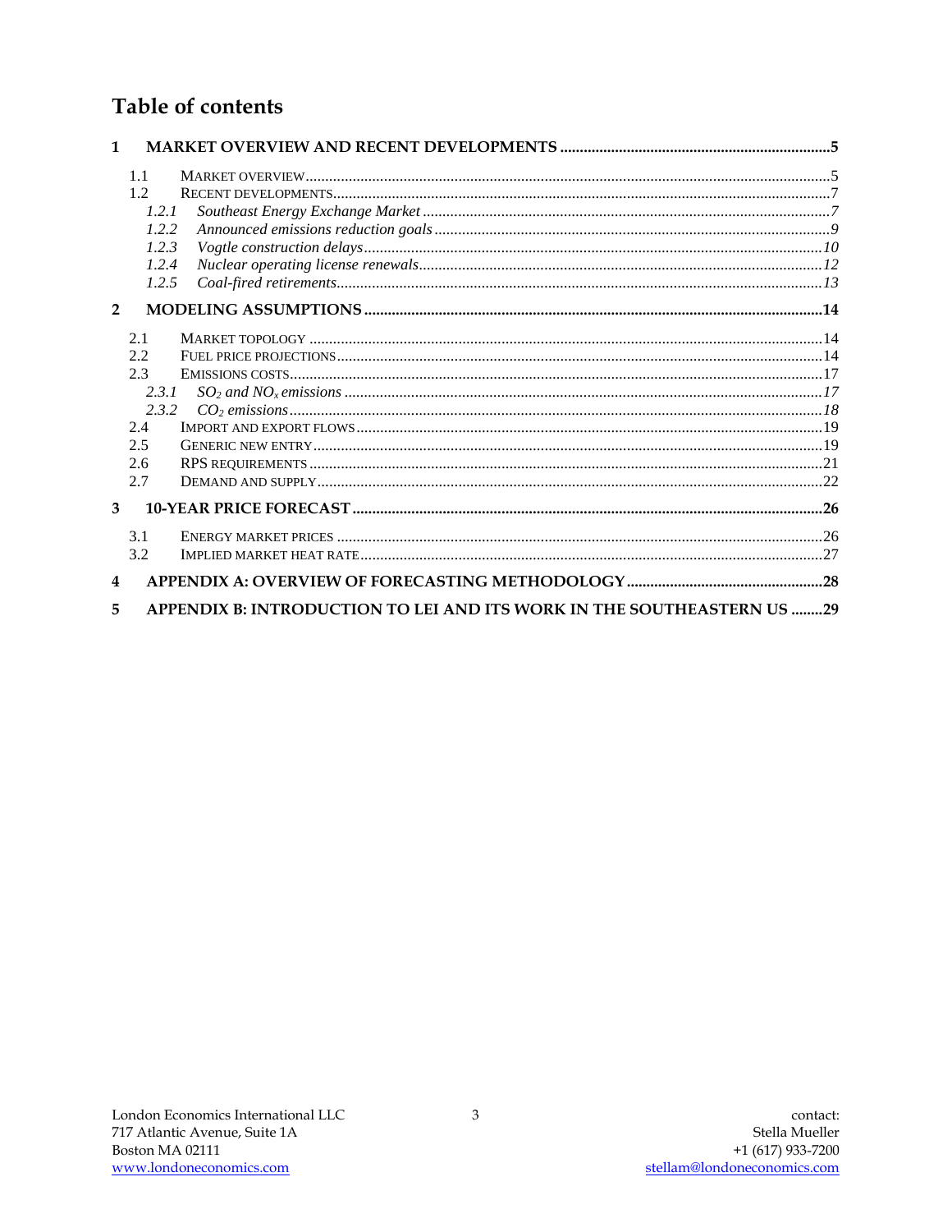# Table of contents

**1 MARKET OVERVIEW AND RECENT DEVELOPMENTS .....5**

- 1.1 MARKET OVERVIEW .....5
- 1.2 RECENT DEVELOPMENTS .....7
  - *1.2.1 Southeast Energy Exchange Market .....7*
  - *1.2.2 Announced emissions reduction goals .....9*
  - *1.2.3 Vogtle construction delays .....10*
  - *1.2.4 Nuclear operating license renewals .....12*
  - *1.2.5 Coal-fired retirements .....13*

**2 MODELING ASSUMPTIONS .....14**

- 2.1 MARKET TOPOLOGY .....14
- 2.2 FUEL PRICE PROJECTIONS .....14
- 2.3 EMISSIONS COSTS .....17
  - *2.3.1 $SO_2$ and $NO_x$ emissions .....17*
  - *2.3.2 $CO_2$ emissions .....18*
- 2.4 IMPORT AND EXPORT FLOWS .....19
- 2.5 GENERIC NEW ENTRY .....19
- 2.6 RPS REQUIREMENTS .....21
- 2.7 DEMAND AND SUPPLY .....22

**3 10-YEAR PRICE FORECAST .....26**

- 3.1 ENERGY MARKET PRICES .....26
- 3.2 IMPLIED MARKET HEAT RATE .....27

**4 APPENDIX A: OVERVIEW OF FORECASTING METHODOLOGY .....28**

**5 APPENDIX B: INTRODUCTION TO LEI AND ITS WORK IN THE SOUTHEASTERN US .....29**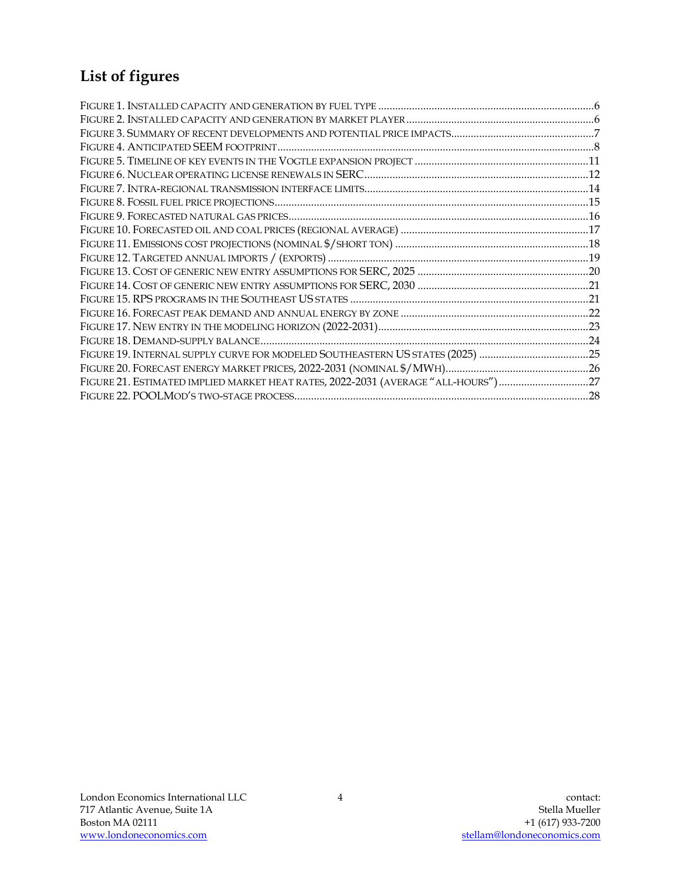# List of figures

FIGURE 1. INSTALLED CAPACITY AND GENERATION BY FUEL TYPE ....................6
FIGURE 2. INSTALLED CAPACITY AND GENERATION BY MARKET PLAYER ....................6
FIGURE 3. SUMMARY OF RECENT DEVELOPMENTS AND POTENTIAL PRICE IMPACTS....................7
FIGURE 4. ANTICIPATED SEEM FOOTPRINT....................8
FIGURE 5. TIMELINE OF KEY EVENTS IN THE VOGTLE EXPANSION PROJECT ....................11
FIGURE 6. NUCLEAR OPERATING LICENSE RENEWALS IN SERC....................12
FIGURE 7. INTRA-REGIONAL TRANSMISSION INTERFACE LIMITS....................14
FIGURE 8. FOSSIL FUEL PRICE PROJECTIONS....................15
FIGURE 9. FORECASTED NATURAL GAS PRICES....................16
FIGURE 10. FORECASTED OIL AND COAL PRICES (REGIONAL AVERAGE) ....................17
FIGURE 11. EMISSIONS COST PROJECTIONS (NOMINAL $/SHORT TON) ....................18
FIGURE 12. TARGETED ANNUAL IMPORTS / (EXPORTS) ....................19
FIGURE 13. COST OF GENERIC NEW ENTRY ASSUMPTIONS FOR SERC, 2025 ....................20
FIGURE 14. COST OF GENERIC NEW ENTRY ASSUMPTIONS FOR SERC, 2030 ....................21
FIGURE 15. RPS PROGRAMS IN THE SOUTHEAST US STATES ....................21
FIGURE 16. FORECAST PEAK DEMAND AND ANNUAL ENERGY BY ZONE ....................22
FIGURE 17. NEW ENTRY IN THE MODELING HORIZON (2022-2031)....................23
FIGURE 18. DEMAND-SUPPLY BALANCE....................24
FIGURE 19. INTERNAL SUPPLY CURVE FOR MODELED SOUTHEASTERN US STATES (2025) ....................25
FIGURE 20. FORECAST ENERGY MARKET PRICES, 2022-2031 (NOMINAL $/MWH)....................26
FIGURE 21. ESTIMATED IMPLIED MARKET HEAT RATES, 2022-2031 (AVERAGE "ALL-HOURS")....................27
FIGURE 22. POOLMOD'S TWO-STAGE PROCESS....................28